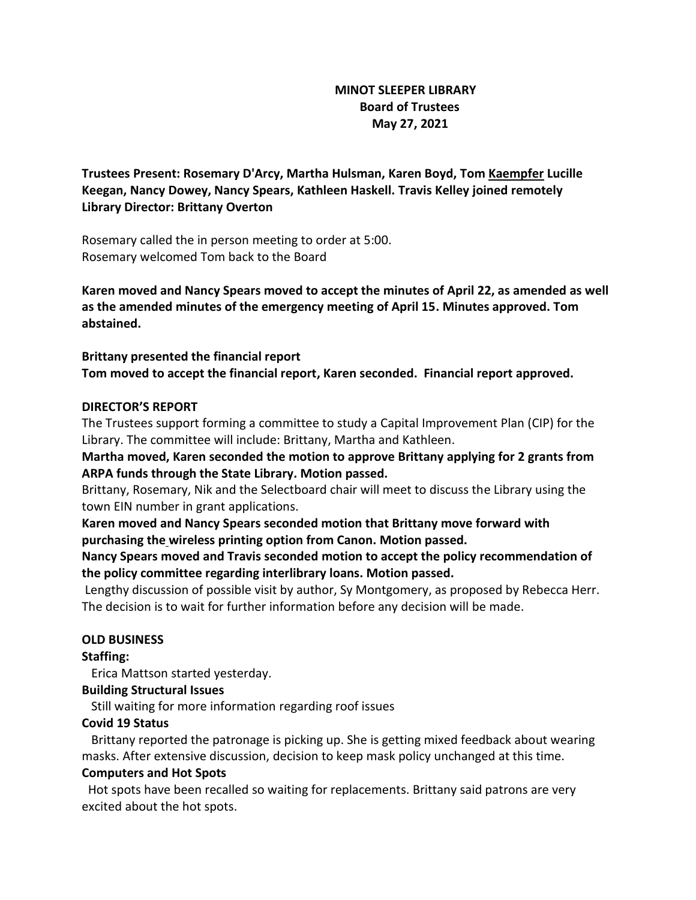**MINOT SLEEPER LIBRARY**
**Board of Trustees**
**May 27, 2021**

**Trustees Present: Rosemary D'Arcy, Martha Hulsman, Karen Boyd, Tom Kaempfer Lucille Keegan, Nancy Dowey, Nancy Spears, Kathleen Haskell. Travis Kelley joined remotely**
**Library Director: Brittany Overton**

Rosemary called the in person meeting to order at 5:00.
Rosemary welcomed Tom back to the Board

**Karen moved and Nancy Spears moved to accept the minutes of April 22, as amended as well as the amended minutes of the emergency meeting of April 15. Minutes approved. Tom abstained.**

**Brittany presented the financial report**
**Tom moved to accept the financial report, Karen seconded. Financial report approved.**

**DIRECTOR'S REPORT**

The Trustees support forming a committee to study a Capital Improvement Plan (CIP) for the Library. The committee will include: Brittany, Martha and Kathleen.

**Martha moved, Karen seconded the motion to approve Brittany applying for 2 grants from ARPA funds through the State Library. Motion passed.**

Brittany, Rosemary, Nik and the Selectboard chair will meet to discuss the Library using the town EIN number in grant applications.

**Karen moved and Nancy Spears seconded motion that Brittany move forward with purchasing the wireless printing option from Canon. Motion passed.**

**Nancy Spears moved and Travis seconded motion to accept the policy recommendation of the policy committee regarding interlibrary loans. Motion passed.**

Lengthy discussion of possible visit by author, Sy Montgomery, as proposed by Rebecca Herr. The decision is to wait for further information before any decision will be made.

**OLD BUSINESS**

**Staffing:**

Erica Mattson started yesterday.

**Building Structural Issues**

Still waiting for more information regarding roof issues

**Covid 19 Status**

Brittany reported the patronage is picking up. She is getting mixed feedback about wearing masks. After extensive discussion, decision to keep mask policy unchanged at this time.

**Computers and Hot Spots**

Hot spots have been recalled so waiting for replacements. Brittany said patrons are very excited about the hot spots.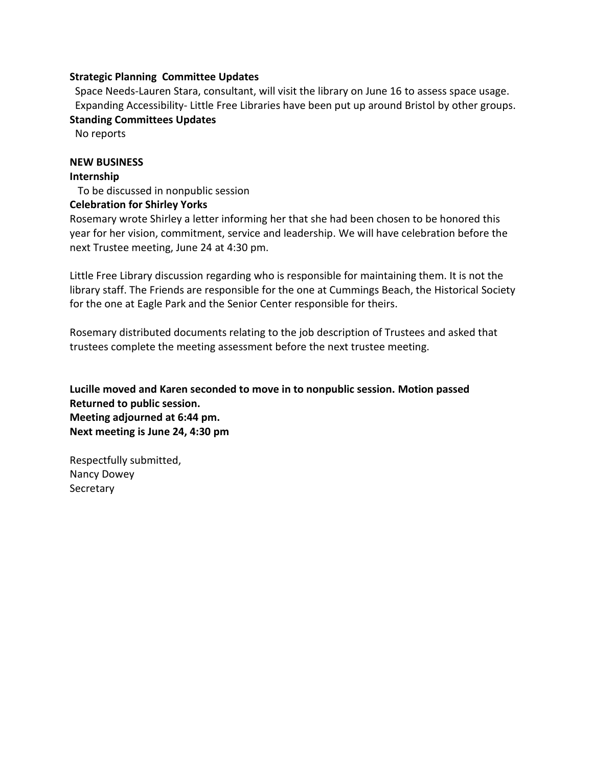**Strategic Planning Committee Updates**

Space Needs-Lauren Stara, consultant, will visit the library on June 16 to assess space usage.
Expanding Accessibility- Little Free Libraries have been put up around Bristol by other groups.

**Standing Committees Updates**

No reports

**NEW BUSINESS**

**Internship**

To be discussed in nonpublic session

**Celebration for Shirley Yorks**

Rosemary wrote Shirley a letter informing her that she had been chosen to be honored this year for her vision, commitment, service and leadership. We will have celebration before the next Trustee meeting, June 24 at 4:30 pm.

Little Free Library discussion regarding who is responsible for maintaining them. It is not the library staff. The Friends are responsible for the one at Cummings Beach, the Historical Society for the one at Eagle Park and the Senior Center responsible for theirs.

Rosemary distributed documents relating to the job description of Trustees and asked that trustees complete the meeting assessment before the next trustee meeting.

**Lucille moved and Karen seconded to move in to nonpublic session. Motion passed**
**Returned to public session.**
**Meeting adjourned at 6:44 pm.**
**Next meeting is June 24, 4:30 pm**

Respectfully submitted,
Nancy Dowey
Secretary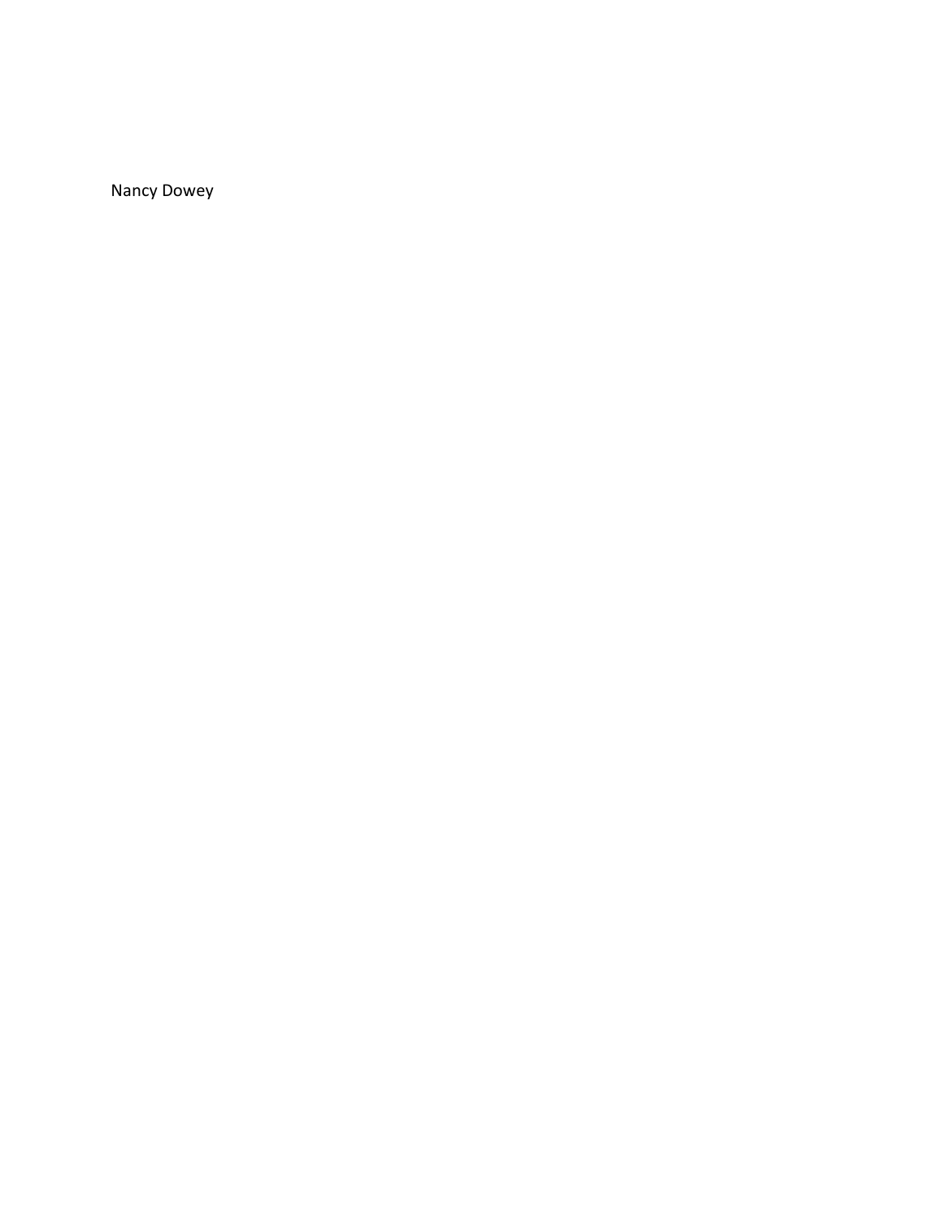Nancy Dowey